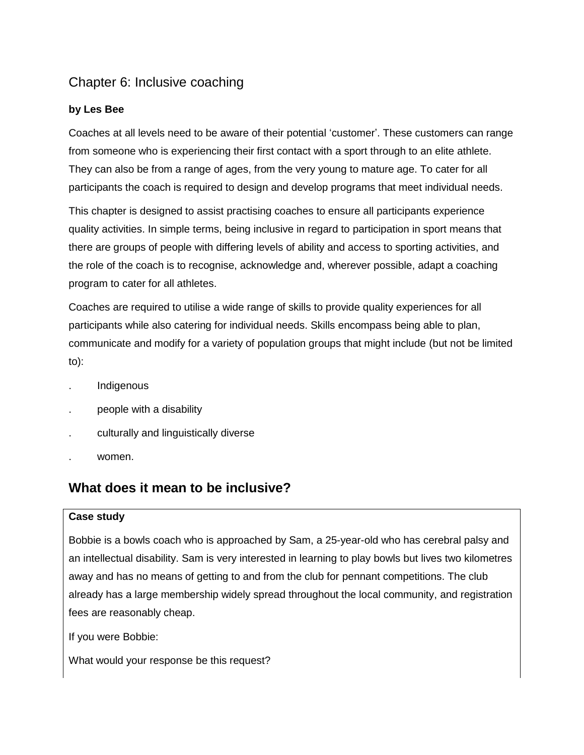# Chapter 6: Inclusive coaching

**by Les Bee**

Coaches at all levels need to be aware of their potential 'customer'. These customers can range from someone who is experiencing their first contact with a sport through to an elite athlete. They can also be from a range of ages, from the very young to mature age. To cater for all participants the coach is required to design and develop programs that meet individual needs.

This chapter is designed to assist practising coaches to ensure all participants experience quality activities. In simple terms, being inclusive in regard to participation in sport means that there are groups of people with differing levels of ability and access to sporting activities, and the role of the coach is to recognise, acknowledge and, wherever possible, adapt a coaching program to cater for all athletes.

Coaches are required to utilise a wide range of skills to provide quality experiences for all participants while also catering for individual needs. Skills encompass being able to plan, communicate and modify for a variety of population groups that might include (but not be limited to):

- Indigenous
- people with a disability
- culturally and linguistically diverse
- women.

## What does it mean to be inclusive?

**Case study**

Bobbie is a bowls coach who is approached by Sam, a 25-year-old who has cerebral palsy and an intellectual disability. Sam is very interested in learning to play bowls but lives two kilometres away and has no means of getting to and from the club for pennant competitions. The club already has a large membership widely spread throughout the local community, and registration fees are reasonably cheap.

If you were Bobbie:

What would your response be this request?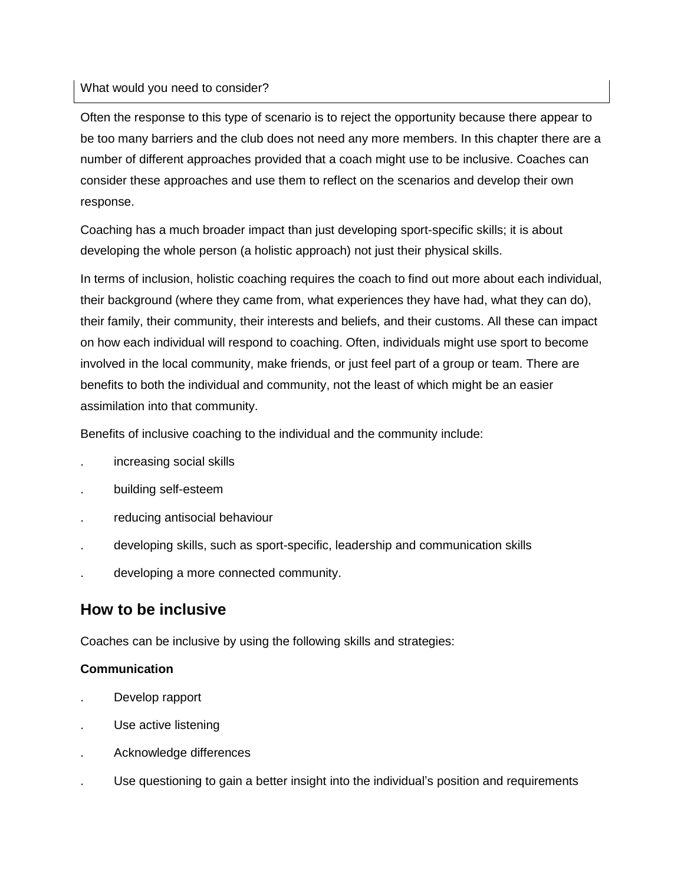What would you need to consider?

Often the response to this type of scenario is to reject the opportunity because there appear to be too many barriers and the club does not need any more members. In this chapter there are a number of different approaches provided that a coach might use to be inclusive. Coaches can consider these approaches and use them to reflect on the scenarios and develop their own response.

Coaching has a much broader impact than just developing sport-specific skills; it is about developing the whole person (a holistic approach) not just their physical skills.

In terms of inclusion, holistic coaching requires the coach to find out more about each individual, their background (where they came from, what experiences they have had, what they can do), their family, their community, their interests and beliefs, and their customs. All these can impact on how each individual will respond to coaching. Often, individuals might use sport to become involved in the local community, make friends, or just feel part of a group or team. There are benefits to both the individual and community, not the least of which might be an easier assimilation into that community.

Benefits of inclusive coaching to the individual and the community include:

- increasing social skills
- building self-esteem
- reducing antisocial behaviour
- developing skills, such as sport-specific, leadership and communication skills
- developing a more connected community.

## How to be inclusive

Coaches can be inclusive by using the following skills and strategies:

**Communication**

- Develop rapport
- Use active listening
- Acknowledge differences
- Use questioning to gain a better insight into the individual's position and requirements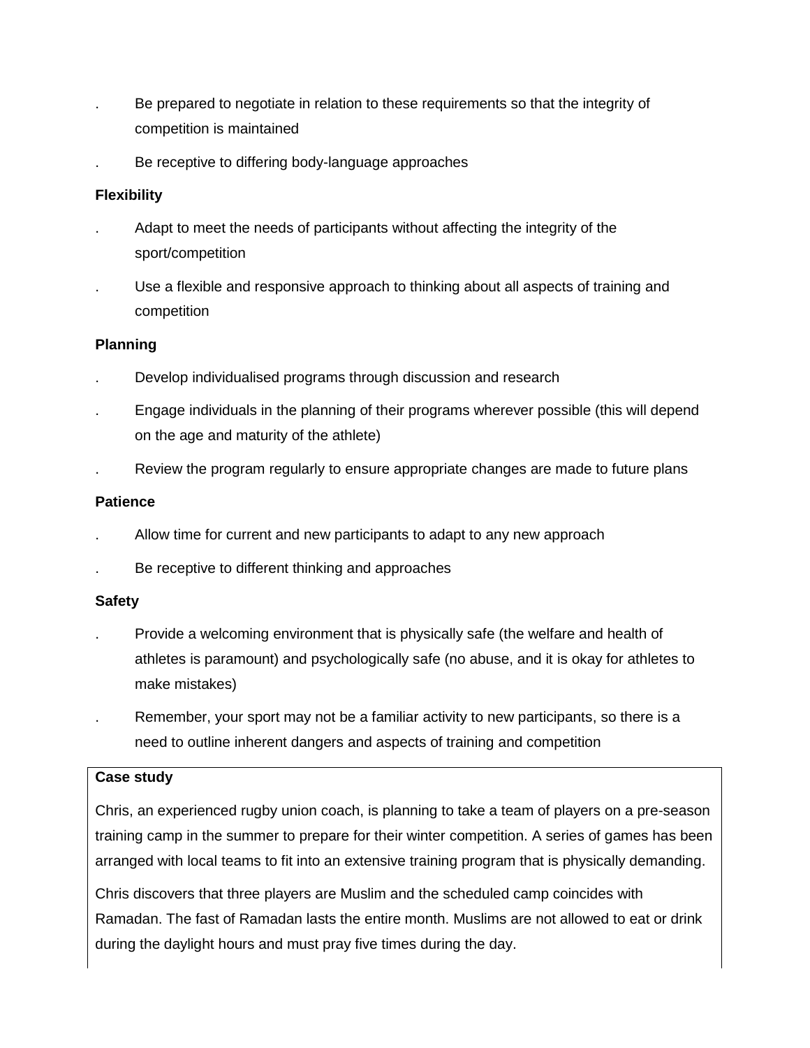- Be prepared to negotiate in relation to these requirements so that the integrity of competition is maintained
- Be receptive to differing body-language approaches

**Flexibility**

- Adapt to meet the needs of participants without affecting the integrity of the sport/competition
- Use a flexible and responsive approach to thinking about all aspects of training and competition

**Planning**

- Develop individualised programs through discussion and research
- Engage individuals in the planning of their programs wherever possible (this will depend on the age and maturity of the athlete)
- Review the program regularly to ensure appropriate changes are made to future plans

**Patience**

- Allow time for current and new participants to adapt to any new approach
- Be receptive to different thinking and approaches

**Safety**

- Provide a welcoming environment that is physically safe (the welfare and health of athletes is paramount) and psychologically safe (no abuse, and it is okay for athletes to make mistakes)
- Remember, your sport may not be a familiar activity to new participants, so there is a need to outline inherent dangers and aspects of training and competition

**Case study**

Chris, an experienced rugby union coach, is planning to take a team of players on a pre-season training camp in the summer to prepare for their winter competition. A series of games has been arranged with local teams to fit into an extensive training program that is physically demanding.

Chris discovers that three players are Muslim and the scheduled camp coincides with Ramadan. The fast of Ramadan lasts the entire month. Muslims are not allowed to eat or drink during the daylight hours and must pray five times during the day.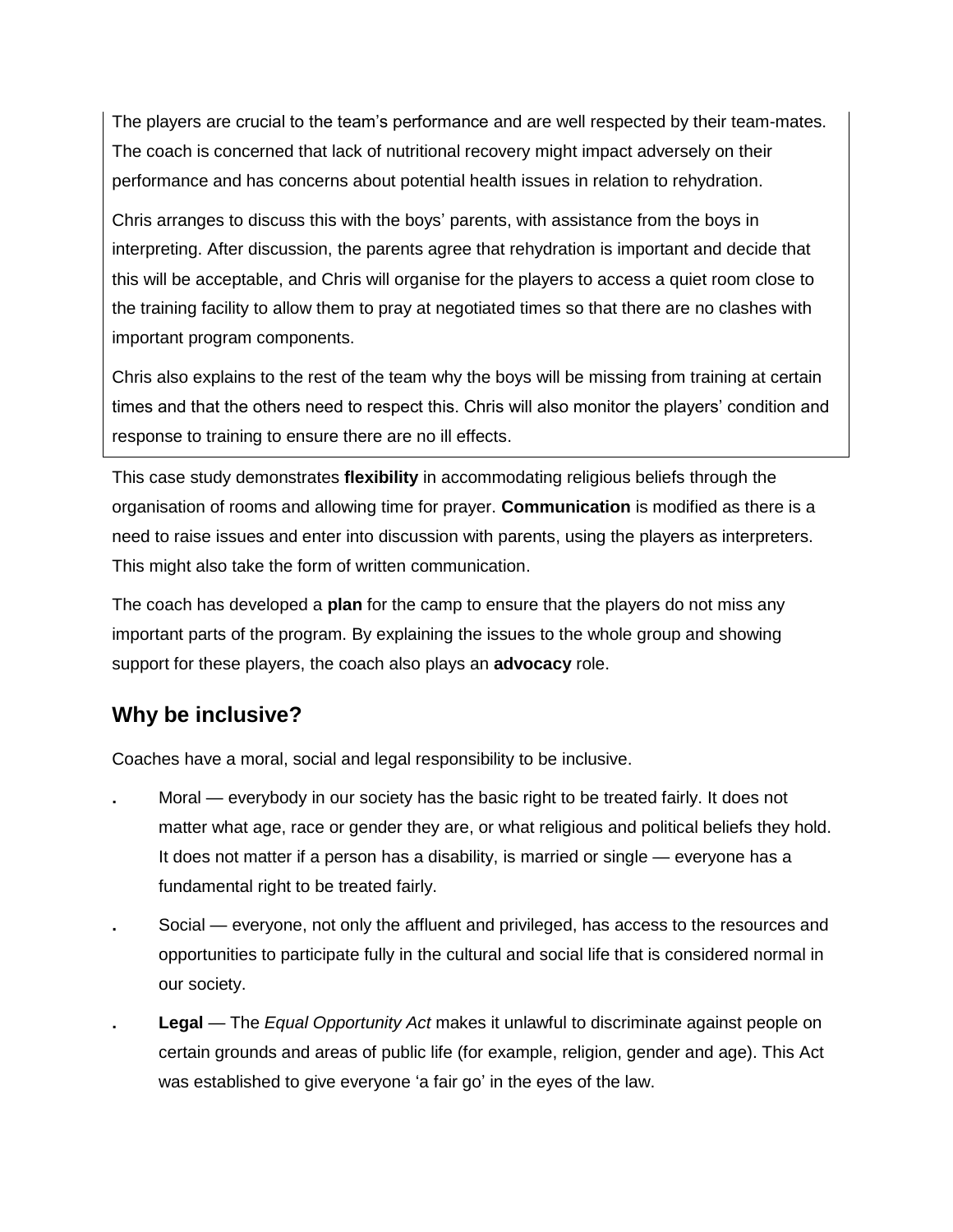The players are crucial to the team's performance and are well respected by their team-mates. The coach is concerned that lack of nutritional recovery might impact adversely on their performance and has concerns about potential health issues in relation to rehydration.

Chris arranges to discuss this with the boys' parents, with assistance from the boys in interpreting. After discussion, the parents agree that rehydration is important and decide that this will be acceptable, and Chris will organise for the players to access a quiet room close to the training facility to allow them to pray at negotiated times so that there are no clashes with important program components.

Chris also explains to the rest of the team why the boys will be missing from training at certain times and that the others need to respect this. Chris will also monitor the players' condition and response to training to ensure there are no ill effects.

This case study demonstrates **flexibility** in accommodating religious beliefs through the organisation of rooms and allowing time for prayer. **Communication** is modified as there is a need to raise issues and enter into discussion with parents, using the players as interpreters. This might also take the form of written communication.

The coach has developed a **plan** for the camp to ensure that the players do not miss any important parts of the program. By explaining the issues to the whole group and showing support for these players, the coach also plays an **advocacy** role.

## Why be inclusive?

Coaches have a moral, social and legal responsibility to be inclusive.

- Moral — everybody in our society has the basic right to be treated fairly. It does not matter what age, race or gender they are, or what religious and political beliefs they hold. It does not matter if a person has a disability, is married or single — everyone has a fundamental right to be treated fairly.
- Social — everyone, not only the affluent and privileged, has access to the resources and opportunities to participate fully in the cultural and social life that is considered normal in our society.
- **Legal** — The *Equal Opportunity Act* makes it unlawful to discriminate against people on certain grounds and areas of public life (for example, religion, gender and age). This Act was established to give everyone 'a fair go' in the eyes of the law.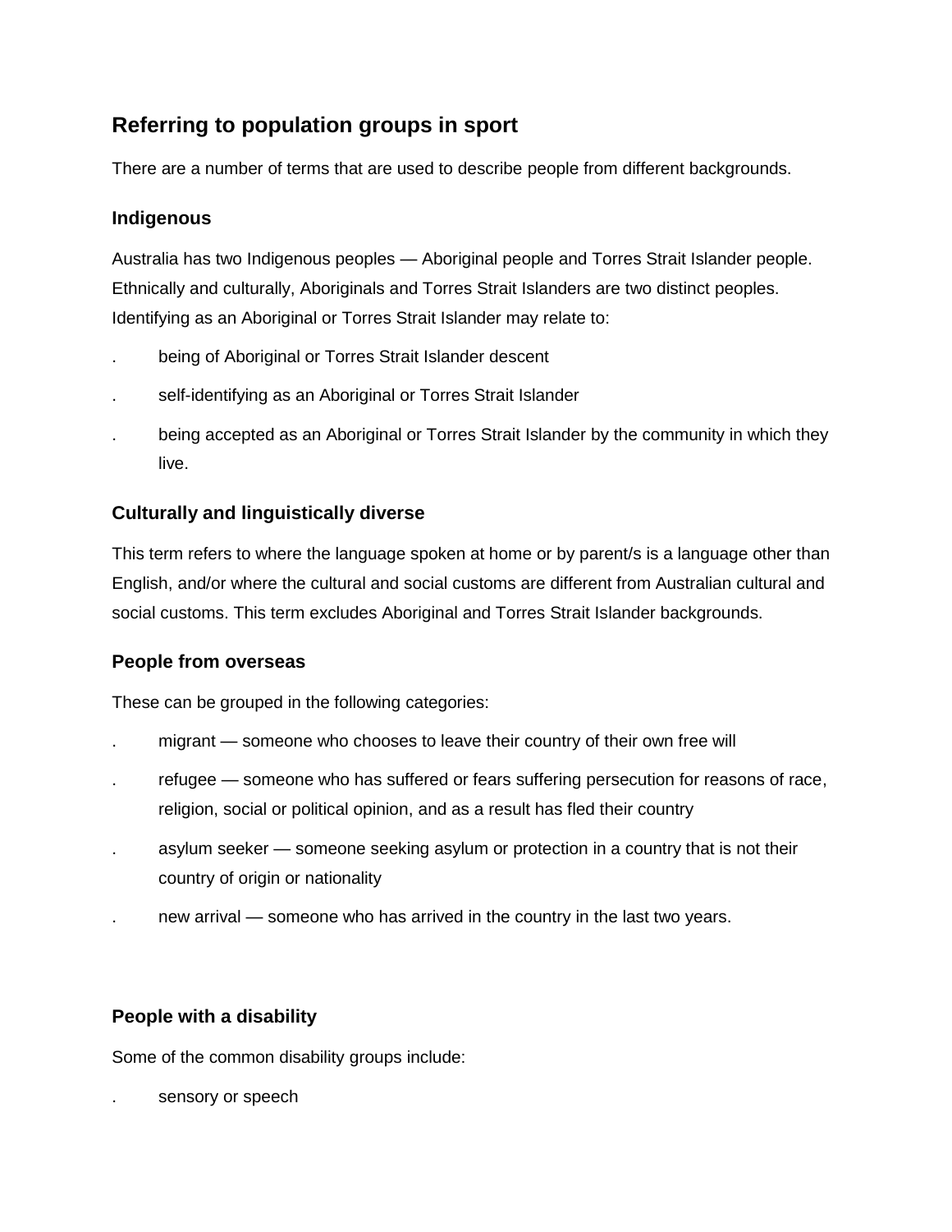## Referring to population groups in sport

There are a number of terms that are used to describe people from different backgrounds.

### Indigenous

Australia has two Indigenous peoples — Aboriginal people and Torres Strait Islander people. Ethnically and culturally, Aboriginals and Torres Strait Islanders are two distinct peoples. Identifying as an Aboriginal or Torres Strait Islander may relate to:

- being of Aboriginal or Torres Strait Islander descent
- self-identifying as an Aboriginal or Torres Strait Islander
- being accepted as an Aboriginal or Torres Strait Islander by the community in which they live.

### Culturally and linguistically diverse

This term refers to where the language spoken at home or by parent/s is a language other than English, and/or where the cultural and social customs are different from Australian cultural and social customs. This term excludes Aboriginal and Torres Strait Islander backgrounds.

### People from overseas

These can be grouped in the following categories:

- migrant — someone who chooses to leave their country of their own free will
- refugee — someone who has suffered or fears suffering persecution for reasons of race, religion, social or political opinion, and as a result has fled their country
- asylum seeker — someone seeking asylum or protection in a country that is not their country of origin or nationality
- new arrival — someone who has arrived in the country in the last two years.

### People with a disability

Some of the common disability groups include:

- sensory or speech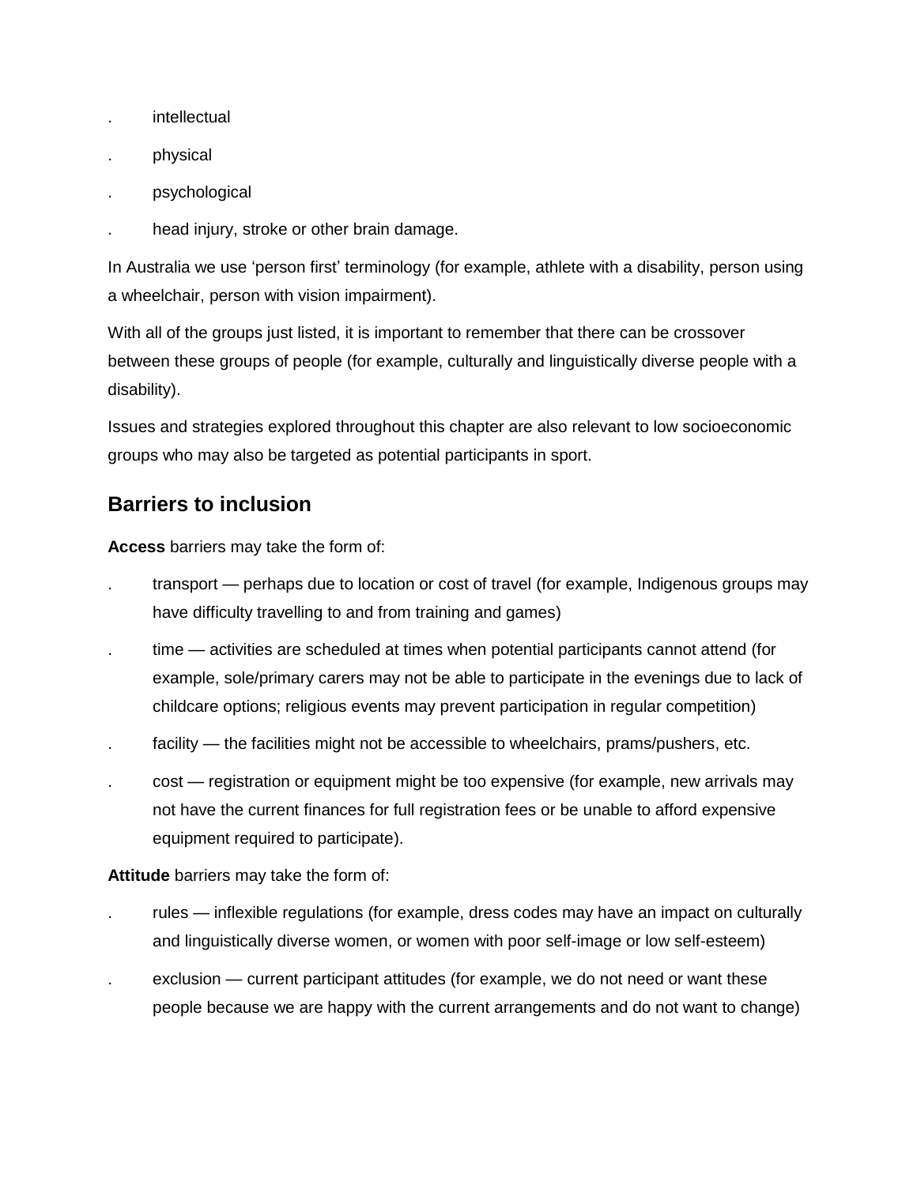- intellectual
- physical
- psychological
- head injury, stroke or other brain damage.

In Australia we use ‘person first’ terminology (for example, athlete with a disability, person using a wheelchair, person with vision impairment).

With all of the groups just listed, it is important to remember that there can be crossover between these groups of people (for example, culturally and linguistically diverse people with a disability).

Issues and strategies explored throughout this chapter are also relevant to low socioeconomic groups who may also be targeted as potential participants in sport.

## Barriers to inclusion

**Access** barriers may take the form of:

- transport — perhaps due to location or cost of travel (for example, Indigenous groups may have difficulty travelling to and from training and games)
- time — activities are scheduled at times when potential participants cannot attend (for example, sole/primary carers may not be able to participate in the evenings due to lack of childcare options; religious events may prevent participation in regular competition)
- facility — the facilities might not be accessible to wheelchairs, prams/pushers, etc.
- cost — registration or equipment might be too expensive (for example, new arrivals may not have the current finances for full registration fees or be unable to afford expensive equipment required to participate).

**Attitude** barriers may take the form of:

- rules — inflexible regulations (for example, dress codes may have an impact on culturally and linguistically diverse women, or women with poor self-image or low self-esteem)
- exclusion — current participant attitudes (for example, we do not need or want these people because we are happy with the current arrangements and do not want to change)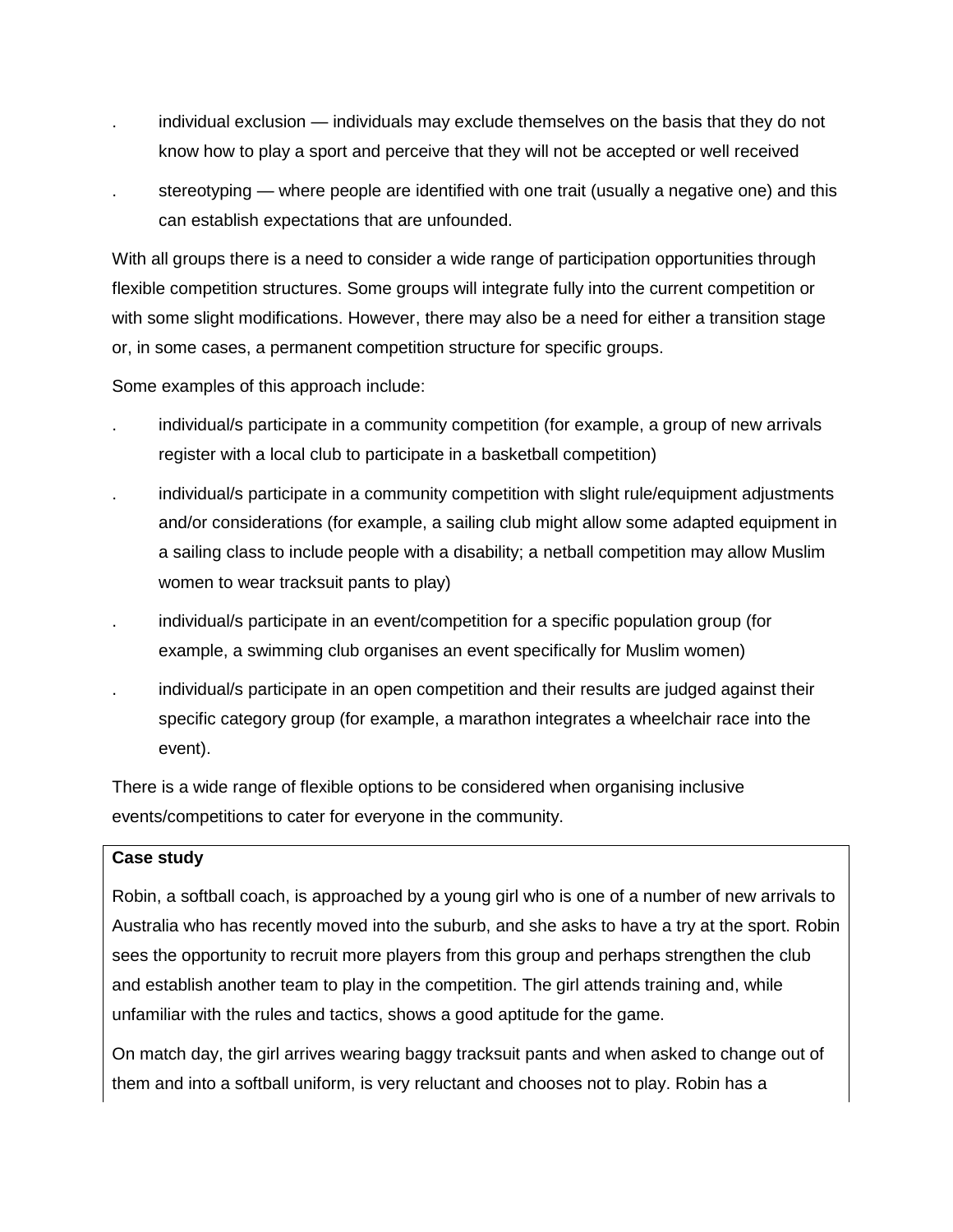- individual exclusion — individuals may exclude themselves on the basis that they do not know how to play a sport and perceive that they will not be accepted or well received
- stereotyping — where people are identified with one trait (usually a negative one) and this can establish expectations that are unfounded.

With all groups there is a need to consider a wide range of participation opportunities through flexible competition structures. Some groups will integrate fully into the current competition or with some slight modifications. However, there may also be a need for either a transition stage or, in some cases, a permanent competition structure for specific groups.

Some examples of this approach include:

- individual/s participate in a community competition (for example, a group of new arrivals register with a local club to participate in a basketball competition)
- individual/s participate in a community competition with slight rule/equipment adjustments and/or considerations (for example, a sailing club might allow some adapted equipment in a sailing class to include people with a disability; a netball competition may allow Muslim women to wear tracksuit pants to play)
- individual/s participate in an event/competition for a specific population group (for example, a swimming club organises an event specifically for Muslim women)
- individual/s participate in an open competition and their results are judged against their specific category group (for example, a marathon integrates a wheelchair race into the event).

There is a wide range of flexible options to be considered when organising inclusive events/competitions to cater for everyone in the community.

**Case study**

Robin, a softball coach, is approached by a young girl who is one of a number of new arrivals to Australia who has recently moved into the suburb, and she asks to have a try at the sport. Robin sees the opportunity to recruit more players from this group and perhaps strengthen the club and establish another team to play in the competition. The girl attends training and, while unfamiliar with the rules and tactics, shows a good aptitude for the game.

On match day, the girl arrives wearing baggy tracksuit pants and when asked to change out of them and into a softball uniform, is very reluctant and chooses not to play. Robin has a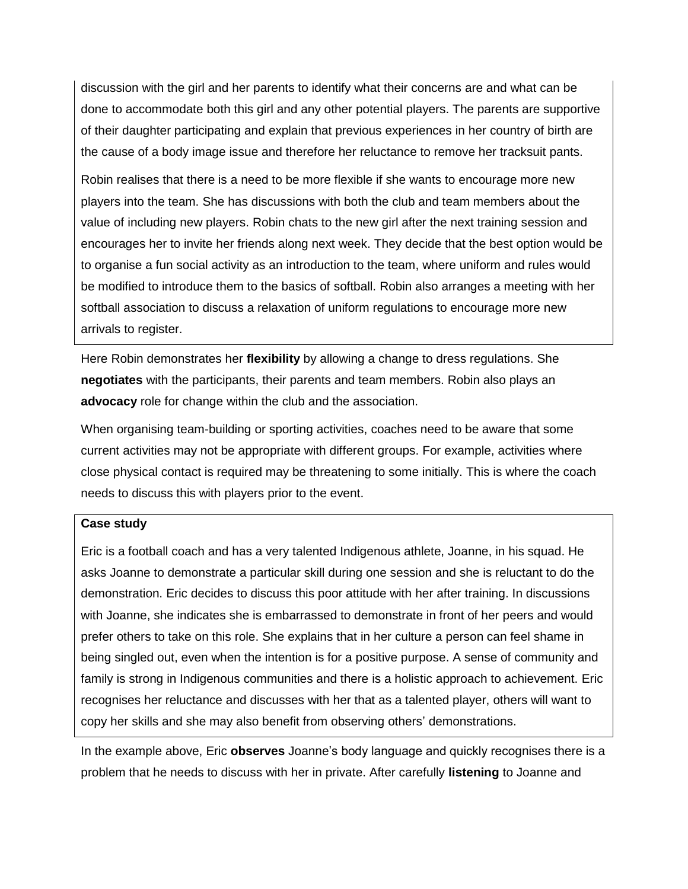discussion with the girl and her parents to identify what their concerns are and what can be done to accommodate both this girl and any other potential players. The parents are supportive of their daughter participating and explain that previous experiences in her country of birth are the cause of a body image issue and therefore her reluctance to remove her tracksuit pants.

Robin realises that there is a need to be more flexible if she wants to encourage more new players into the team. She has discussions with both the club and team members about the value of including new players. Robin chats to the new girl after the next training session and encourages her to invite her friends along next week. They decide that the best option would be to organise a fun social activity as an introduction to the team, where uniform and rules would be modified to introduce them to the basics of softball. Robin also arranges a meeting with her softball association to discuss a relaxation of uniform regulations to encourage more new arrivals to register.

Here Robin demonstrates her **flexibility** by allowing a change to dress regulations. She **negotiates** with the participants, their parents and team members. Robin also plays an **advocacy** role for change within the club and the association.

When organising team-building or sporting activities, coaches need to be aware that some current activities may not be appropriate with different groups. For example, activities where close physical contact is required may be threatening to some initially. This is where the coach needs to discuss this with players prior to the event.

**Case study**

Eric is a football coach and has a very talented Indigenous athlete, Joanne, in his squad. He asks Joanne to demonstrate a particular skill during one session and she is reluctant to do the demonstration. Eric decides to discuss this poor attitude with her after training. In discussions with Joanne, she indicates she is embarrassed to demonstrate in front of her peers and would prefer others to take on this role. She explains that in her culture a person can feel shame in being singled out, even when the intention is for a positive purpose. A sense of community and family is strong in Indigenous communities and there is a holistic approach to achievement. Eric recognises her reluctance and discusses with her that as a talented player, others will want to copy her skills and she may also benefit from observing others' demonstrations.

In the example above, Eric **observes** Joanne's body language and quickly recognises there is a problem that he needs to discuss with her in private. After carefully **listening** to Joanne and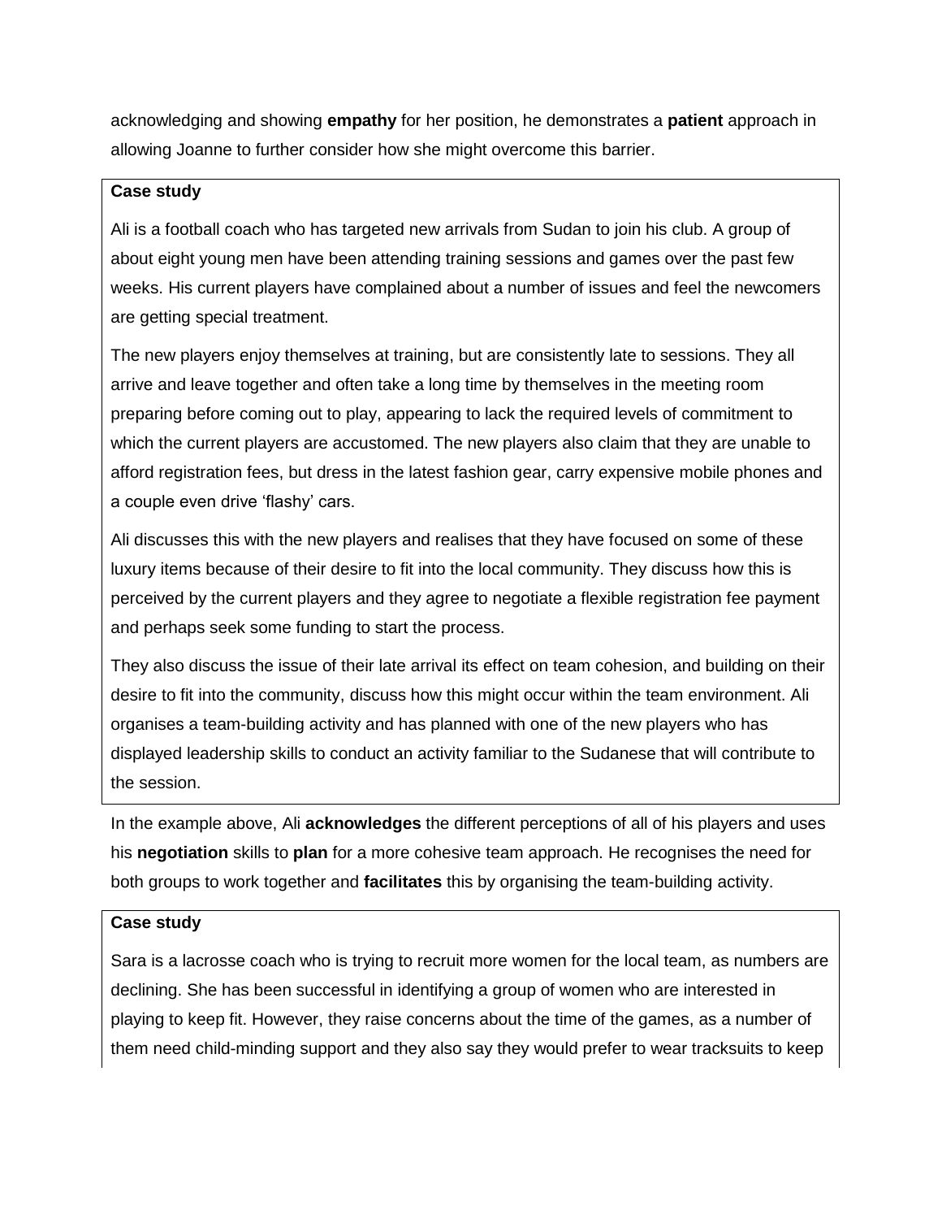acknowledging and showing **empathy** for her position, he demonstrates a **patient** approach in allowing Joanne to further consider how she might overcome this barrier.

**Case study**

Ali is a football coach who has targeted new arrivals from Sudan to join his club. A group of about eight young men have been attending training sessions and games over the past few weeks. His current players have complained about a number of issues and feel the newcomers are getting special treatment.

The new players enjoy themselves at training, but are consistently late to sessions. They all arrive and leave together and often take a long time by themselves in the meeting room preparing before coming out to play, appearing to lack the required levels of commitment to which the current players are accustomed. The new players also claim that they are unable to afford registration fees, but dress in the latest fashion gear, carry expensive mobile phones and a couple even drive 'flashy' cars.

Ali discusses this with the new players and realises that they have focused on some of these luxury items because of their desire to fit into the local community. They discuss how this is perceived by the current players and they agree to negotiate a flexible registration fee payment and perhaps seek some funding to start the process.

They also discuss the issue of their late arrival its effect on team cohesion, and building on their desire to fit into the community, discuss how this might occur within the team environment. Ali organises a team-building activity and has planned with one of the new players who has displayed leadership skills to conduct an activity familiar to the Sudanese that will contribute to the session.

In the example above, Ali **acknowledges** the different perceptions of all of his players and uses his **negotiation** skills to **plan** for a more cohesive team approach. He recognises the need for both groups to work together and **facilitates** this by organising the team-building activity.

**Case study**

Sara is a lacrosse coach who is trying to recruit more women for the local team, as numbers are declining. She has been successful in identifying a group of women who are interested in playing to keep fit. However, they raise concerns about the time of the games, as a number of them need child-minding support and they also say they would prefer to wear tracksuits to keep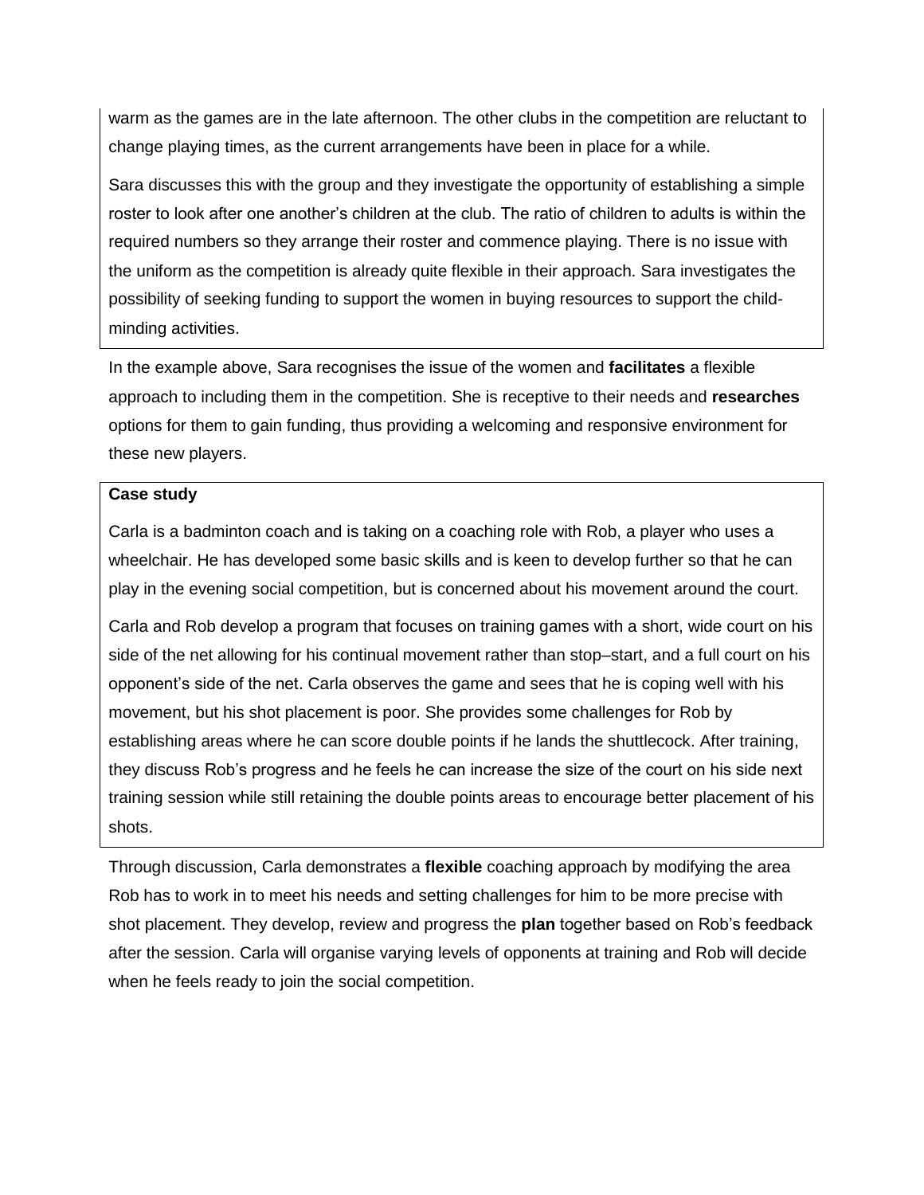warm as the games are in the late afternoon. The other clubs in the competition are reluctant to change playing times, as the current arrangements have been in place for a while.

Sara discusses this with the group and they investigate the opportunity of establishing a simple roster to look after one another's children at the club. The ratio of children to adults is within the required numbers so they arrange their roster and commence playing. There is no issue with the uniform as the competition is already quite flexible in their approach. Sara investigates the possibility of seeking funding to support the women in buying resources to support the child-minding activities.

In the example above, Sara recognises the issue of the women and **facilitates** a flexible approach to including them in the competition. She is receptive to their needs and **researches** options for them to gain funding, thus providing a welcoming and responsive environment for these new players.

**Case study**

Carla is a badminton coach and is taking on a coaching role with Rob, a player who uses a wheelchair. He has developed some basic skills and is keen to develop further so that he can play in the evening social competition, but is concerned about his movement around the court.

Carla and Rob develop a program that focuses on training games with a short, wide court on his side of the net allowing for his continual movement rather than stop–start, and a full court on his opponent's side of the net. Carla observes the game and sees that he is coping well with his movement, but his shot placement is poor. She provides some challenges for Rob by establishing areas where he can score double points if he lands the shuttlecock. After training, they discuss Rob's progress and he feels he can increase the size of the court on his side next training session while still retaining the double points areas to encourage better placement of his shots.

Through discussion, Carla demonstrates a **flexible** coaching approach by modifying the area Rob has to work in to meet his needs and setting challenges for him to be more precise with shot placement. They develop, review and progress the **plan** together based on Rob's feedback after the session. Carla will organise varying levels of opponents at training and Rob will decide when he feels ready to join the social competition.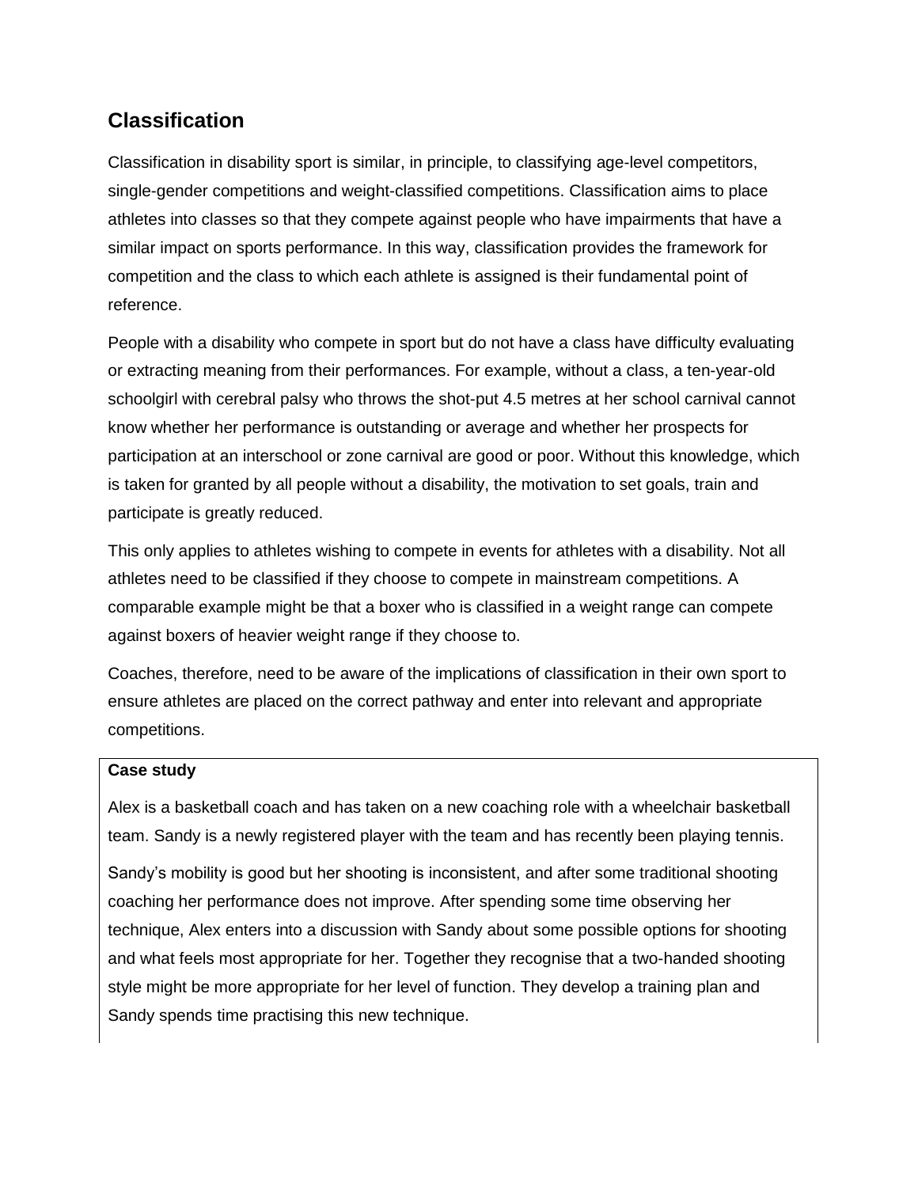## Classification

Classification in disability sport is similar, in principle, to classifying age-level competitors, single-gender competitions and weight-classified competitions. Classification aims to place athletes into classes so that they compete against people who have impairments that have a similar impact on sports performance. In this way, classification provides the framework for competition and the class to which each athlete is assigned is their fundamental point of reference.

People with a disability who compete in sport but do not have a class have difficulty evaluating or extracting meaning from their performances. For example, without a class, a ten-year-old schoolgirl with cerebral palsy who throws the shot-put 4.5 metres at her school carnival cannot know whether her performance is outstanding or average and whether her prospects for participation at an interschool or zone carnival are good or poor. Without this knowledge, which is taken for granted by all people without a disability, the motivation to set goals, train and participate is greatly reduced.

This only applies to athletes wishing to compete in events for athletes with a disability. Not all athletes need to be classified if they choose to compete in mainstream competitions. A comparable example might be that a boxer who is classified in a weight range can compete against boxers of heavier weight range if they choose to.

Coaches, therefore, need to be aware of the implications of classification in their own sport to ensure athletes are placed on the correct pathway and enter into relevant and appropriate competitions.

**Case study**

Alex is a basketball coach and has taken on a new coaching role with a wheelchair basketball team. Sandy is a newly registered player with the team and has recently been playing tennis.

Sandy's mobility is good but her shooting is inconsistent, and after some traditional shooting coaching her performance does not improve. After spending some time observing her technique, Alex enters into a discussion with Sandy about some possible options for shooting and what feels most appropriate for her. Together they recognise that a two-handed shooting style might be more appropriate for her level of function. They develop a training plan and Sandy spends time practising this new technique.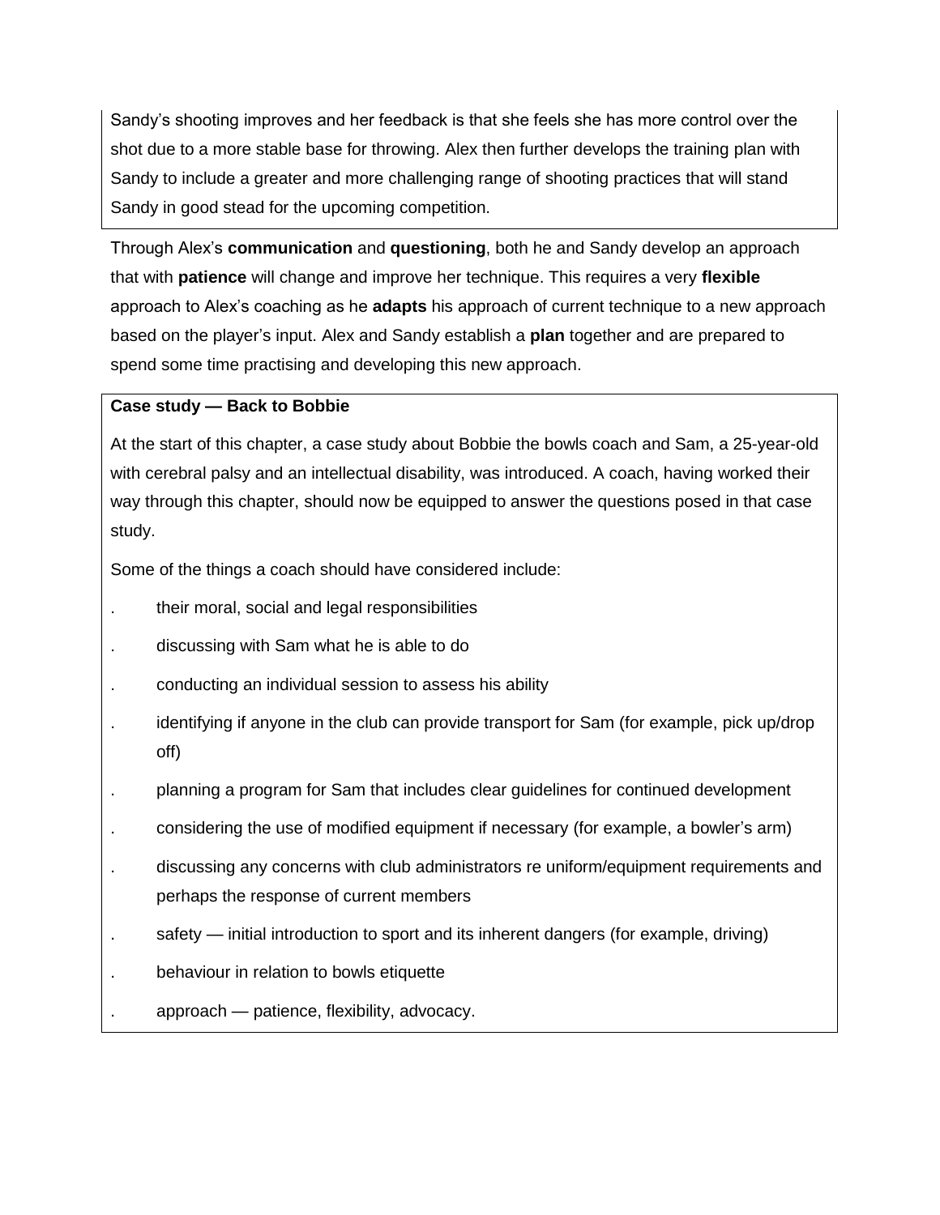Sandy's shooting improves and her feedback is that she feels she has more control over the shot due to a more stable base for throwing. Alex then further develops the training plan with Sandy to include a greater and more challenging range of shooting practices that will stand Sandy in good stead for the upcoming competition.

Through Alex's **communication** and **questioning**, both he and Sandy develop an approach that with **patience** will change and improve her technique. This requires a very **flexible** approach to Alex's coaching as he **adapts** his approach of current technique to a new approach based on the player's input. Alex and Sandy establish a **plan** together and are prepared to spend some time practising and developing this new approach.

**Case study — Back to Bobbie**

At the start of this chapter, a case study about Bobbie the bowls coach and Sam, a 25-year-old with cerebral palsy and an intellectual disability, was introduced. A coach, having worked their way through this chapter, should now be equipped to answer the questions posed in that case study.

Some of the things a coach should have considered include:

- their moral, social and legal responsibilities
- discussing with Sam what he is able to do
- conducting an individual session to assess his ability
- identifying if anyone in the club can provide transport for Sam (for example, pick up/drop off)
- planning a program for Sam that includes clear guidelines for continued development
- considering the use of modified equipment if necessary (for example, a bowler's arm)
- discussing any concerns with club administrators re uniform/equipment requirements and perhaps the response of current members
- safety — initial introduction to sport and its inherent dangers (for example, driving)
- behaviour in relation to bowls etiquette
- approach — patience, flexibility, advocacy.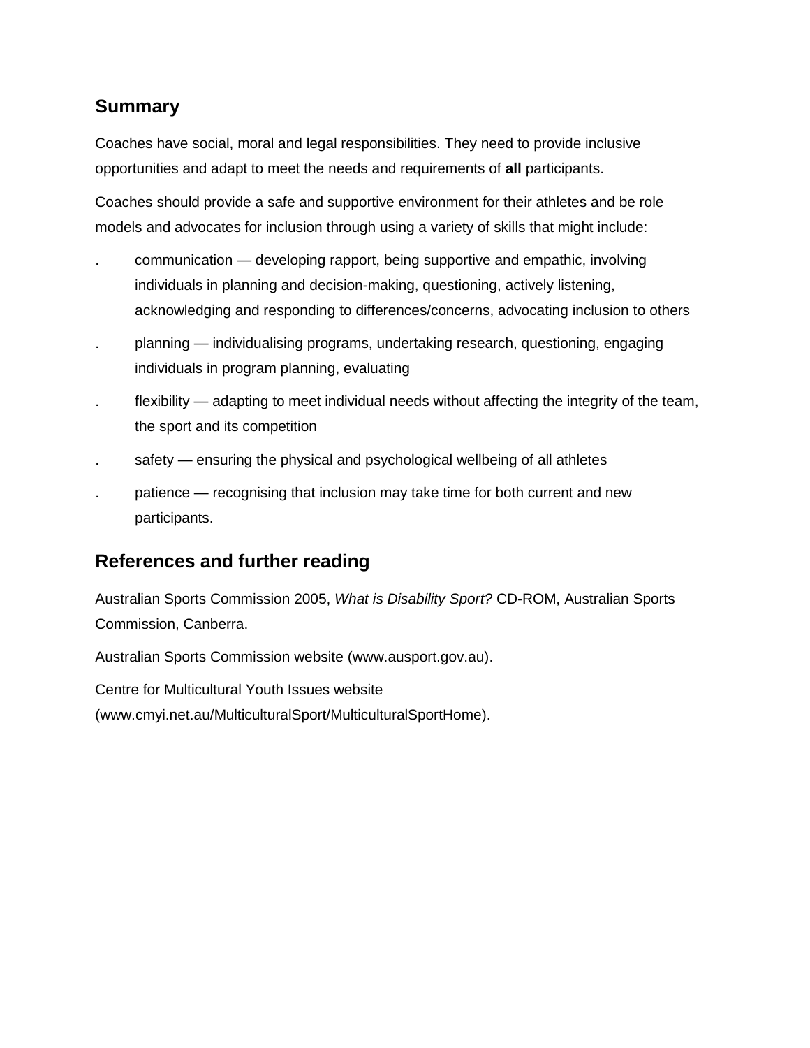## Summary

Coaches have social, moral and legal responsibilities. They need to provide inclusive opportunities and adapt to meet the needs and requirements of **all** participants.

Coaches should provide a safe and supportive environment for their athletes and be role models and advocates for inclusion through using a variety of skills that might include:

- communication — developing rapport, being supportive and empathic, involving individuals in planning and decision-making, questioning, actively listening, acknowledging and responding to differences/concerns, advocating inclusion to others
- planning — individualising programs, undertaking research, questioning, engaging individuals in program planning, evaluating
- flexibility — adapting to meet individual needs without affecting the integrity of the team, the sport and its competition
- safety — ensuring the physical and psychological wellbeing of all athletes
- patience — recognising that inclusion may take time for both current and new participants.

## References and further reading

Australian Sports Commission 2005, *What is Disability Sport?* CD-ROM, Australian Sports Commission, Canberra.

Australian Sports Commission website (www.ausport.gov.au).

Centre for Multicultural Youth Issues website (www.cmyi.net.au/MulticulturalSport/MulticulturalSportHome).